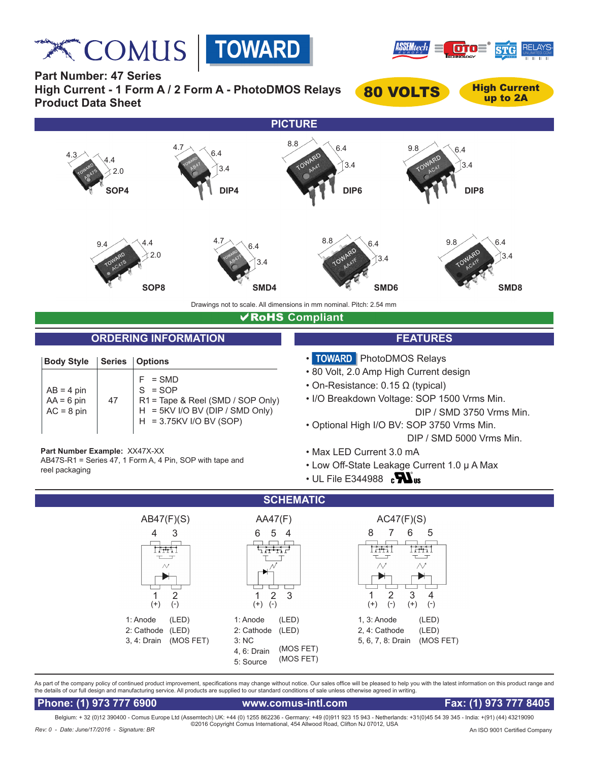COMUS | TOWARD

**Part Number: 47 Series**
**High Current - 1 Form A / 2 Form A - PhotoDMOS Relays**
**Product Data Sheet**

**80 VOLTS** | **High Current up to 2A**

## PICTURE

SOP4: 4.3, 4.4, 2.0
DIP4: 4.7, 6.4, 3.4
DIP6: 8.8, 6.4, 3.4
DIP8: 9.8, 6.4, 3.4
SOP8: 9.4, 4.4, 2.0
SMD4: 4.7, 6.4, 3.4
SMD6: 8.8, 6.4, 3.4
SMD8: 9.8, 6.4, 3.4

Drawings not to scale. All dimensions in mm nominal. Pitch: 2.54 mm

**✔RoHS Compliant**

## ORDERING INFORMATION

| Body Style | Series | Options |
|---|---|---|
| AB = 4 pin<br>AA = 6 pin<br>AC = 8 pin | 47 | F = SMD<br>S = SOP<br>R1 = Tape & Reel (SMD / SOP Only)<br>H = 5KV I/O BV (DIP / SMD Only)<br>H = 3.75KV I/O BV (SOP) |

**Part Number Example:** XX47X-XX
AB47S-R1 = Series 47, 1 Form A, 4 Pin, SOP with tape and reel packaging

## FEATURES

- TOWARD PhotoDMOS Relays
- 80 Volt, 2.0 Amp High Current design
- On-Resistance: 0.15 Ω (typical)
- I/O Breakdown Voltage: SOP 1500 Vrms Min.
  DIP / SMD 3750 Vrms Min.
- Optional High I/O BV: SOP 3750 Vrms Min.
  DIP / SMD 5000 Vrms Min.
- Max LED Current 3.0 mA
- Low Off-State Leakage Current 1.0 μ A Max
- UL File E344988

## SCHEMATIC

**AB47(F)(S)**
Pins: 4, 3 (top); 1 (+), 2 (-) (bottom)

1: Anode (LED)
2: Cathode (LED)
3, 4: Drain (MOS FET)

**AA47(F)**
Pins: 6, 5, 4 (top); 1 (+), 2 (-), 3 (bottom)

1: Anode (LED)
2: Cathode (LED)
3: NC
4, 6: Drain (MOS FET)
5: Source (MOS FET)

**AC47(F)(S)**
Pins: 8, 7, 6, 5 (top); 1 (+), 2 (-), 3 (+), 4 (-) (bottom)

1, 3: Anode (LED)
2, 4: Cathode (LED)
5, 6, 7, 8: Drain (MOS FET)

As part of the company policy of continued product improvement, specifications may change without notice. Our sales office will be pleased to help you with the latest information on this product range and the details of our full design and manufacturing service. All products are supplied to our standard conditions of sale unless otherwise agreed in writing.

**Phone: (1) 973 777 6900** | **www.comus-intl.com** | **Fax: (1) 973 777 8405**

Belgium: + 32 (0)12 390400 - Comus Europe Ltd (Assemtech) UK: +44 (0) 1255 862236 - Germany: +49 (0)911 923 15 943 - Netherlands: +31(0)45 54 39 345 - India: +(91) (44) 43219090
©2016 Copyright Comus International, 454 Allwood Road, Clifton NJ 07012, USA

*Rev: 0 - Date: June/17/2016 - Signature: BR*
An ISO 9001 Certified Company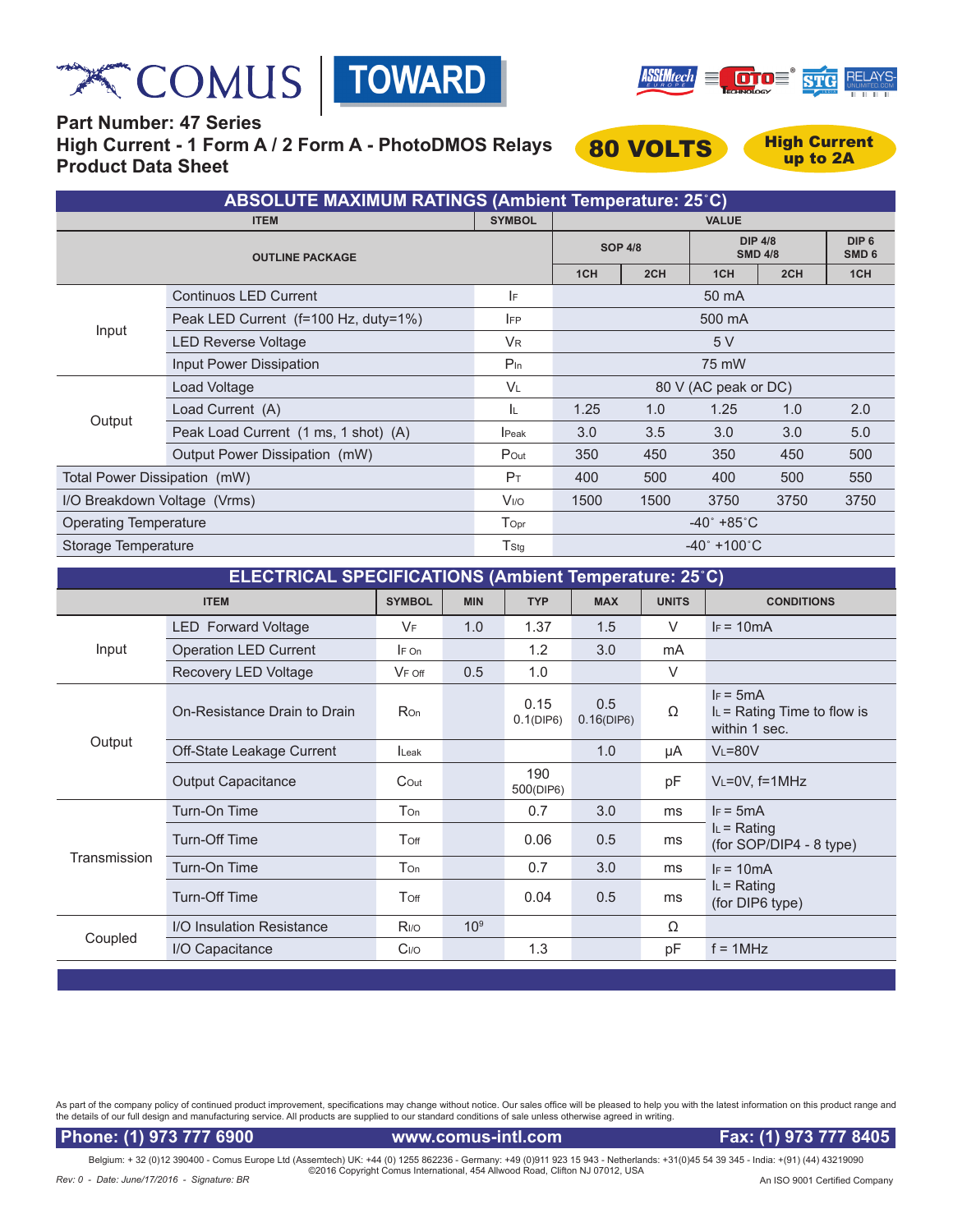# COMUS TOWARD

**Part Number: 47 Series**
**High Current - 1 Form A / 2 Form A - PhotoDMOS Relays**
**Product Data Sheet**

**80 VOLTS** | **High Current up to 2A**

## ABSOLUTE MAXIMUM RATINGS (Ambient Temperature: 25˚C)

| ITEM | | SYMBOL | VALUE | | | | |
|---|---|---|---|---|---|---|---|
| OUTLINE PACKAGE | | | SOP 4/8 | | DIP 4/8 SMD 4/8 | | DIP 6 SMD 6 |
| | | | 1CH | 2CH | 1CH | 2CH | 1CH |
| Input | Continuos LED Current | $I_F$ | 50 mA | | | | |
| | Peak LED Current (f=100 Hz, duty=1%) | $I_{FP}$ | 500 mA | | | | |
| | LED Reverse Voltage | $V_R$ | 5 V | | | | |
| | Input Power Dissipation | $P_{In}$ | 75 mW | | | | |
| Output | Load Voltage | $V_L$ | 80 V (AC peak or DC) | | | | |
| | Load Current (A) | $I_L$ | 1.25 | 1.0 | 1.25 | 1.0 | 2.0 |
| | Peak Load Current (1 ms, 1 shot) (A) | $I_{Peak}$ | 3.0 | 3.5 | 3.0 | 3.0 | 5.0 |
| | Output Power Dissipation (mW) | $P_{Out}$ | 350 | 450 | 350 | 450 | 500 |
| Total Power Dissipation (mW) | | $P_T$ | 400 | 500 | 400 | 500 | 550 |
| I/O Breakdown Voltage (Vrms) | | $V_{I/O}$ | 1500 | 1500 | 3750 | 3750 | 3750 |
| Operating Temperature | | $T_{Opr}$ | -40˚ +85˚C | | | | |
| Storage Temperature | | $T_{Stg}$ | -40˚ +100˚C | | | | |

## ELECTRICAL SPECIFICATIONS (Ambient Temperature: 25˚C)

| ITEM | | SYMBOL | MIN | TYP | MAX | UNITS | CONDITIONS |
|---|---|---|---|---|---|---|---|
| Input | LED Forward Voltage | $V_F$ | 1.0 | 1.37 | 1.5 | V | $I_F$ = 10mA |
| | Operation LED Current | $I_{F\,On}$ | | 1.2 | 3.0 | mA | |
| | Recovery LED Voltage | $V_{F\,Off}$ | 0.5 | 1.0 | | V | |
| Output | On-Resistance Drain to Drain | $R_{On}$ | | 0.15<br>0.1(DIP6) | 0.5<br>0.16(DIP6) | Ω | $I_F$ = 5mA<br>$I_L$ = Rating Time to flow is within 1 sec. |
| | Off-State Leakage Current | $I_{Leak}$ | | | 1.0 | μA | $V_L$=80V |
| | Output Capacitance | $C_{Out}$ | | 190<br>500(DIP6) | | pF | $V_L$=0V, f=1MHz |
| Transmission | Turn-On Time | $T_{On}$ | | 0.7 | 3.0 | ms | $I_F$ = 5mA<br>$I_L$ = Rating<br>(for SOP/DIP4 - 8 type) |
| | Turn-Off Time | $T_{Off}$ | | 0.06 | 0.5 | ms | |
| | Turn-On Time | $T_{On}$ | | 0.7 | 3.0 | ms | $I_F$ = 10mA<br>$I_L$ = Rating<br>(for DIP6 type) |
| | Turn-Off Time | $T_{Off}$ | | 0.04 | 0.5 | ms | |
| Coupled | I/O Insulation Resistance | $R_{I/O}$ | $10^9$ | | | Ω | |
| | I/O Capacitance | $C_{I/O}$ | | 1.3 | | pF | f = 1MHz |

As part of the company policy of continued product improvement, specifications may change without notice. Our sales office will be pleased to help you with the latest information on this product range and the details of our full design and manufacturing service. All products are supplied to our standard conditions of sale unless otherwise agreed in writing.

**Phone: (1) 973 777 6900** | **www.comus-intl.com** | **Fax: (1) 973 777 8405**

Belgium: + 32 (0)12 390400 - Comus Europe Ltd (Assemtech) UK: +44 (0) 1255 862236 - Germany: +49 (0)911 923 15 943 - Netherlands: +31(0)45 54 39 345 - India: +(91) (44) 43219090
©2016 Copyright Comus International, 454 Allwood Road, Clifton NJ 07012, USA

*Rev: 0 - Date: June/17/2016 - Signature: BR*

An ISO 9001 Certified Company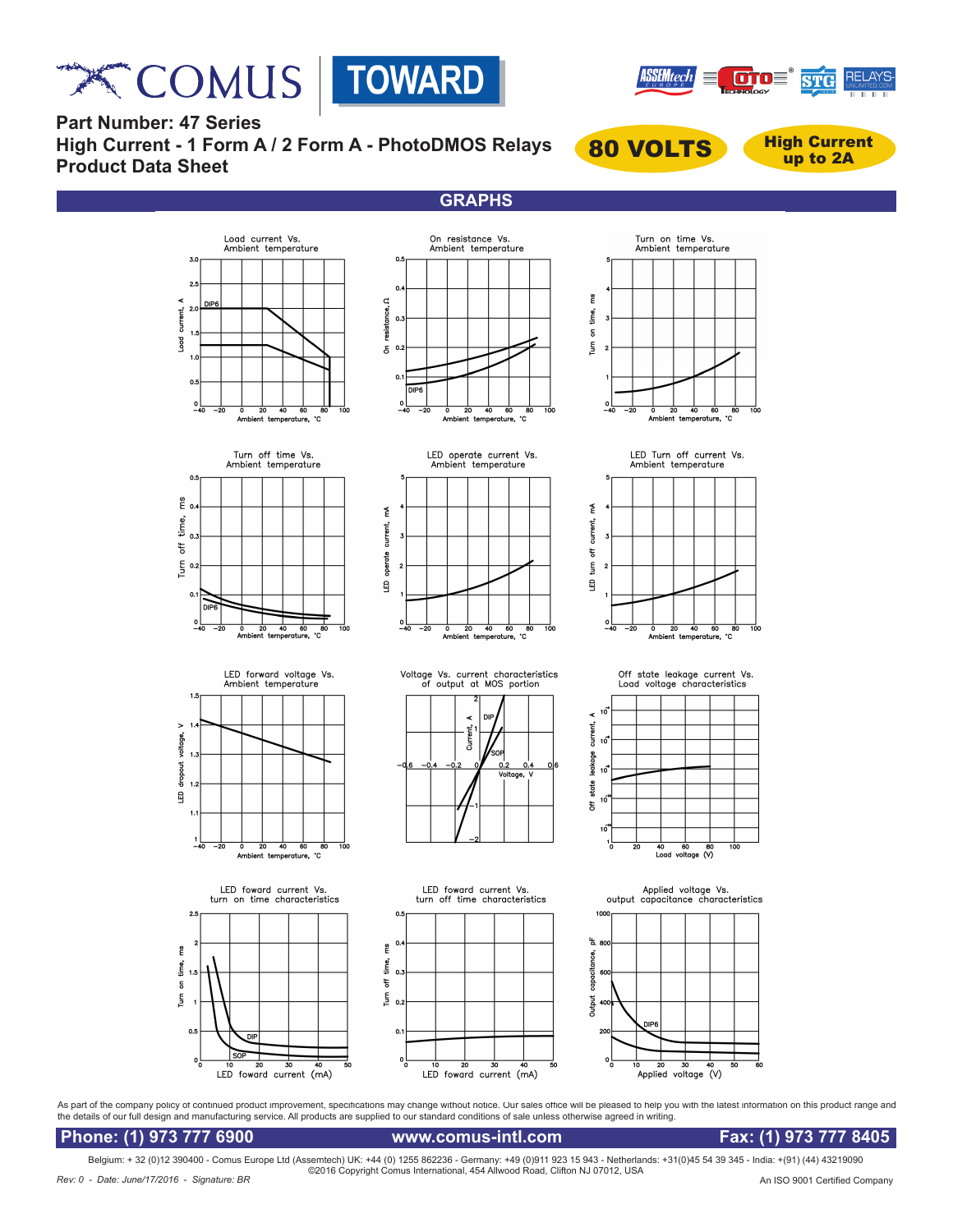Part Number: 47 Series

High Current - 1 Form A / 2 Form A - PhotoDMOS Relays

Product Data Sheet

80 VOLTS

High Current up to 2A

## GRAPHS

Load current Vs.
Ambient temperature
Load current, A
DIP6
Ambient temperature, °C

On resistance Vs.
Ambient temperature
On resistance, Ω
DIP6
Ambient temperature, °C

Turn on time Vs.
Ambient temperature
Turn on time, ms
Ambient temperature, °C

Turn off time Vs.
Ambient temperature
Turn off time, ms
DIP6
Ambient temperature, °C

LED operate current Vs.
Ambient temperature
LED operate current, mA
Ambient temperature, °C

LED Turn off current Vs.
Ambient temperature
LED turn off current, mA
Ambient temperature, °C

LED forward voltage Vs.
Ambient temperature
LED dropout voltage, V
Ambient temperature, °C

Voltage Vs. current characteristics
of output at MOS portion
Current, A
DIP
SOP
Voltage, V

Off state leakage current Vs.
Load voltage characteristics
Off state leakage current, A
Load voltage (V)

LED foward current Vs.
turn on time characteristics
Turn on time, ms
DIP
SOP
LED foward current (mA)

LED foward current Vs.
turn off time characteristics
Turn off time, ms
LED foward current (mA)

Applied voltage Vs.
output capacitance characteristics
Output capacitance, pF
DIP6
Applied voltage (V)

As part of the company policy of continued product improvement, specifications may change without notice. Our sales office will be pleased to help you with the latest information on this product range and the details of our full design and manufacturing service. All products are supplied to our standard conditions of sale unless otherwise agreed in writing.

**Phone: (1) 973 777 6900** **www.comus-intl.com** **Fax: (1) 973 777 8405**

Belgium: + 32 (0)12 390400 - Comus Europe Ltd (Assemtech) UK: +44 (0) 1255 862236 - Germany: +49 (0)911 923 15 943 - Netherlands: +31(0)45 54 39 345 - India: +(91) (44) 43219090
©2016 Copyright Comus International, 454 Allwood Road, Clifton NJ 07012, USA

*Rev: 0 - Date: June/17/2016 - Signature: BR*

An ISO 9001 Certified Company